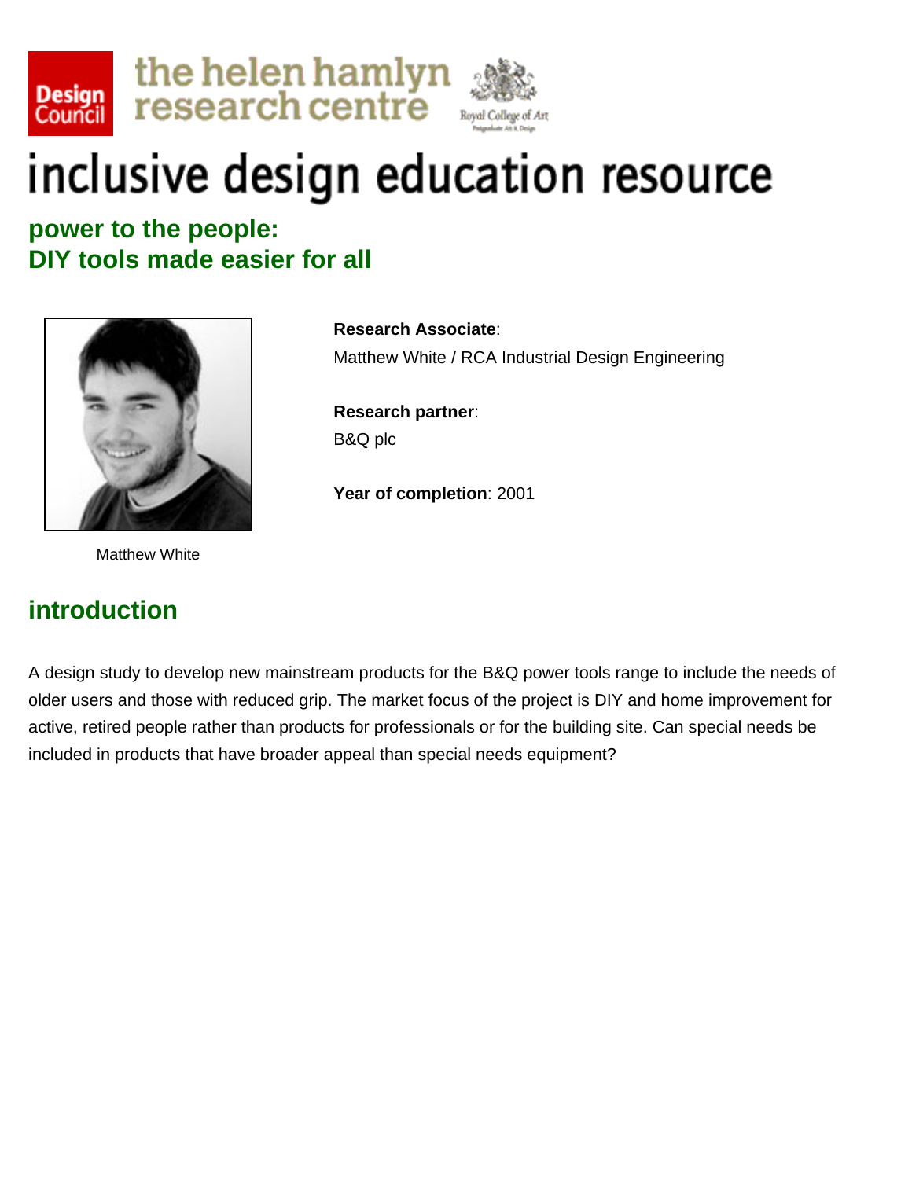Design Council — the helen hamlyn research centre — Royal College of Art

# inclusive design education resource

## power to the people: DIY tools made easier for all

Matthew White

**Research Associate**:
Matthew White / RCA Industrial Design Engineering

**Research partner**:
B&Q plc

**Year of completion**: 2001

## introduction

A design study to develop new mainstream products for the B&Q power tools range to include the needs of older users and those with reduced grip. The market focus of the project is DIY and home improvement for active, retired people rather than products for professionals or for the building site. Can special needs be included in products that have broader appeal than special needs equipment?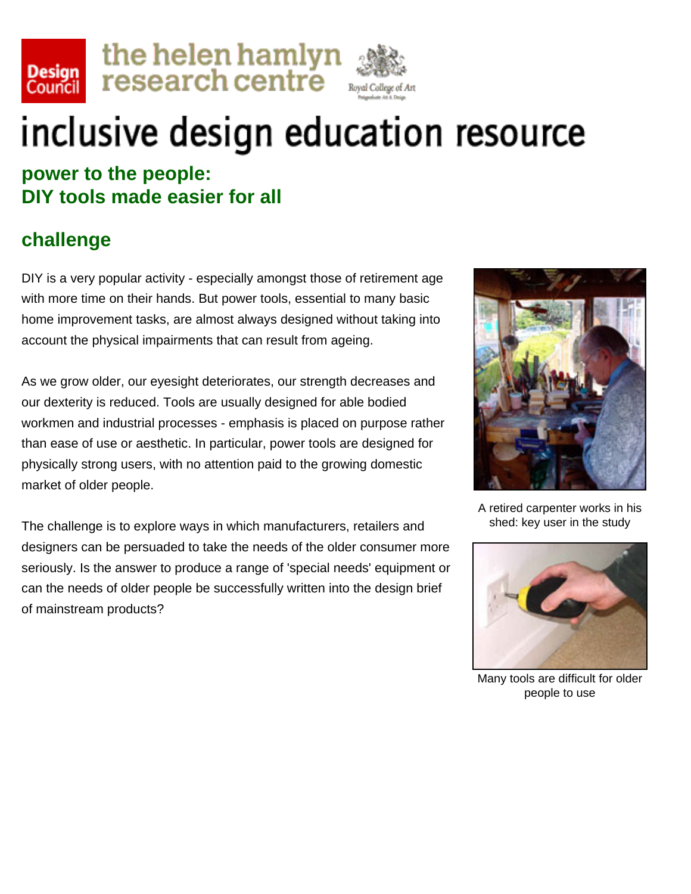# inclusive design education resource

## power to the people: DIY tools made easier for all

## challenge

DIY is a very popular activity - especially amongst those of retirement age with more time on their hands. But power tools, essential to many basic home improvement tasks, are almost always designed without taking into account the physical impairments that can result from ageing.

As we grow older, our eyesight deteriorates, our strength decreases and our dexterity is reduced. Tools are usually designed for able bodied workmen and industrial processes - emphasis is placed on purpose rather than ease of use or aesthetic. In particular, power tools are designed for physically strong users, with no attention paid to the growing domestic market of older people.

The challenge is to explore ways in which manufacturers, retailers and designers can be persuaded to take the needs of the older consumer more seriously. Is the answer to produce a range of 'special needs' equipment or can the needs of older people be successfully written into the design brief of mainstream products?

A retired carpenter works in his shed: key user in the study

Many tools are difficult for older people to use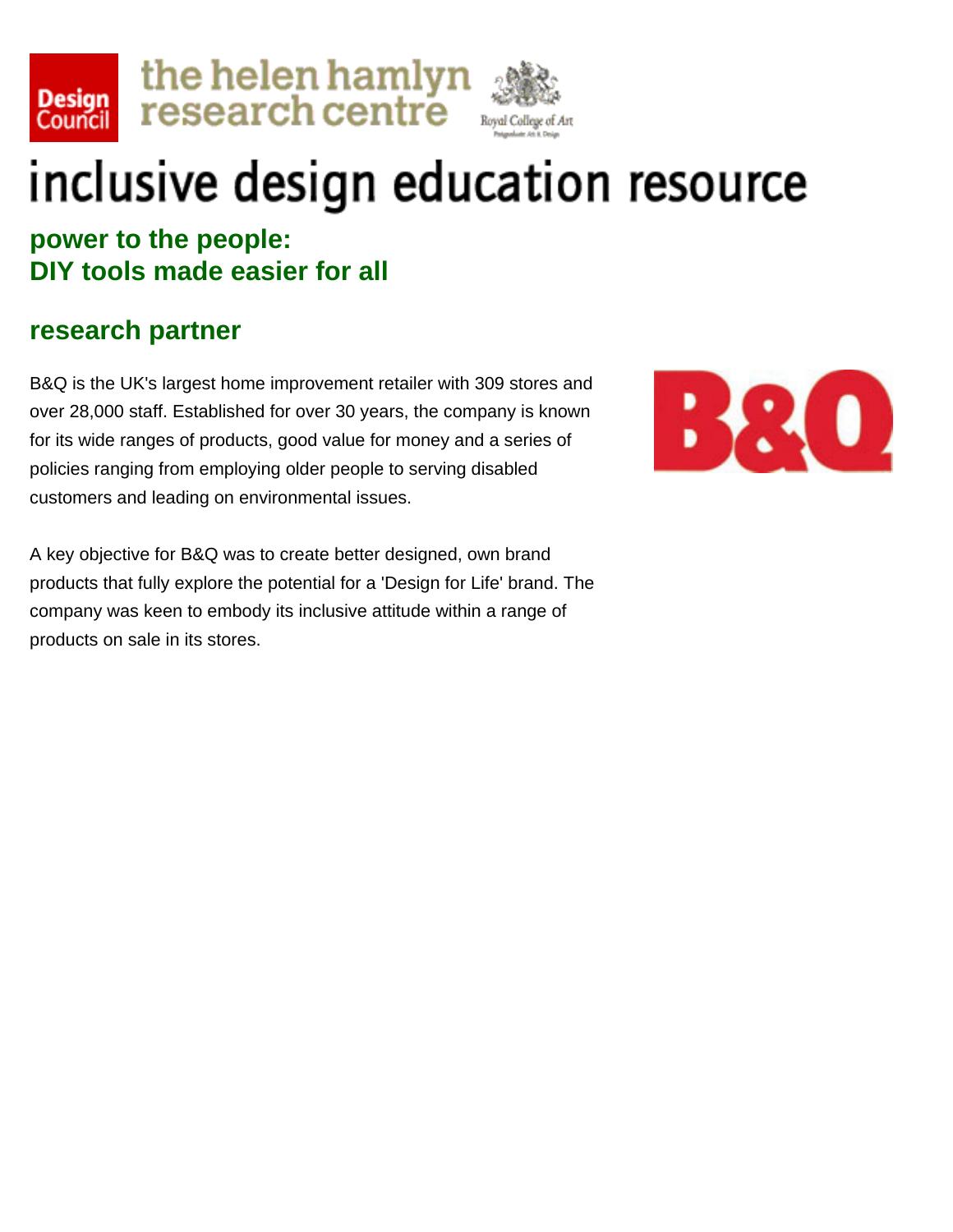# inclusive design education resource

## power to the people: DIY tools made easier for all

## research partner

B&Q is the UK's largest home improvement retailer with 309 stores and over 28,000 staff. Established for over 30 years, the company is known for its wide ranges of products, good value for money and a series of policies ranging from employing older people to serving disabled customers and leading on environmental issues.

A key objective for B&Q was to create better designed, own brand products that fully explore the potential for a 'Design for Life' brand. The company was keen to embody its inclusive attitude within a range of products on sale in its stores.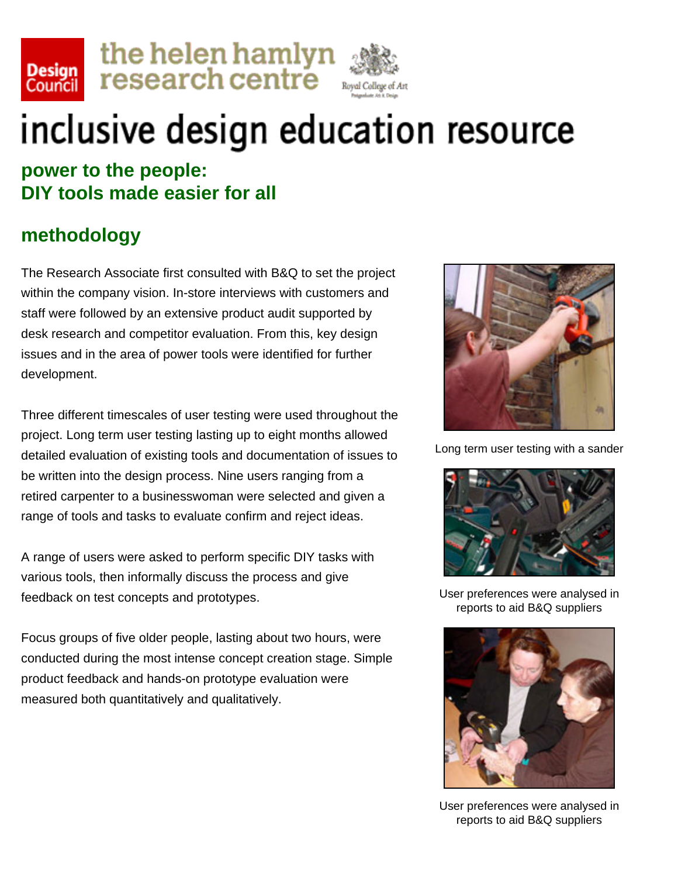# inclusive design education resource

## power to the people: DIY tools made easier for all

## methodology

The Research Associate first consulted with B&Q to set the project within the company vision. In-store interviews with customers and staff were followed by an extensive product audit supported by desk research and competitor evaluation. From this, key design issues and in the area of power tools were identified for further development.

Three different timescales of user testing were used throughout the project. Long term user testing lasting up to eight months allowed detailed evaluation of existing tools and documentation of issues to be written into the design process. Nine users ranging from a retired carpenter to a businesswoman were selected and given a range of tools and tasks to evaluate confirm and reject ideas.

A range of users were asked to perform specific DIY tasks with various tools, then informally discuss the process and give feedback on test concepts and prototypes.

Focus groups of five older people, lasting about two hours, were conducted during the most intense concept creation stage. Simple product feedback and hands-on prototype evaluation were measured both quantitatively and qualitatively.

Long term user testing with a sander

User preferences were analysed in reports to aid B&Q suppliers

User preferences were analysed in reports to aid B&Q suppliers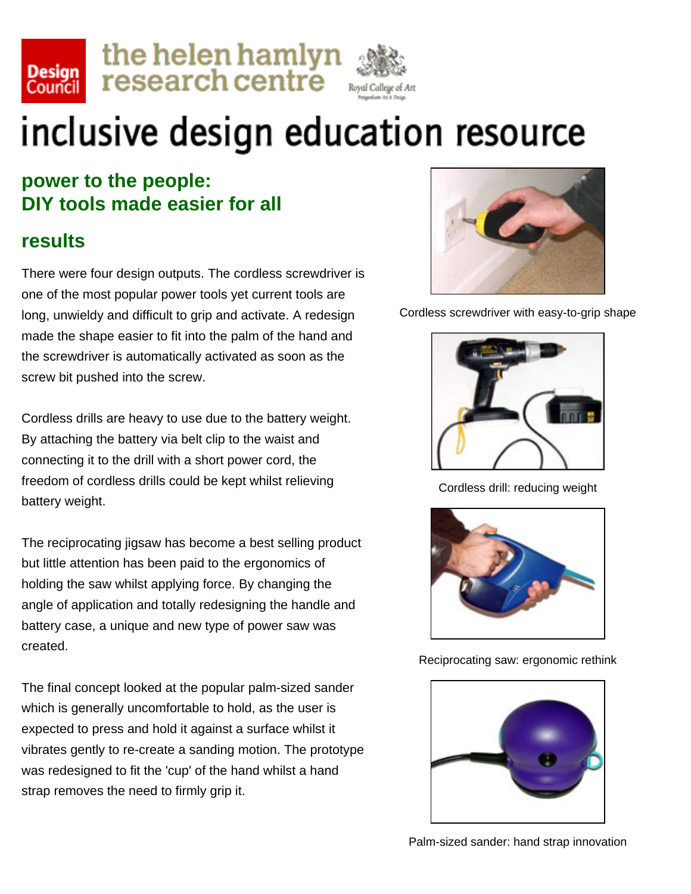# inclusive design education resource

## power to the people: DIY tools made easier for all

## results

There were four design outputs. The cordless screwdriver is one of the most popular power tools yet current tools are long, unwieldy and difficult to grip and activate. A redesign made the shape easier to fit into the palm of the hand and the screwdriver is automatically activated as soon as the screw bit pushed into the screw.

Cordless drills are heavy to use due to the battery weight. By attaching the battery via belt clip to the waist and connecting it to the drill with a short power cord, the freedom of cordless drills could be kept whilst relieving battery weight.

The reciprocating jigsaw has become a best selling product but little attention has been paid to the ergonomics of holding the saw whilst applying force. By changing the angle of application and totally redesigning the handle and battery case, a unique and new type of power saw was created.

The final concept looked at the popular palm-sized sander which is generally uncomfortable to hold, as the user is expected to press and hold it against a surface whilst it vibrates gently to re-create a sanding motion. The prototype was redesigned to fit the 'cup' of the hand whilst a hand strap removes the need to firmly grip it.

Cordless screwdriver with easy-to-grip shape

Cordless drill: reducing weight

Reciprocating saw: ergonomic rethink

Palm-sized sander: hand strap innovation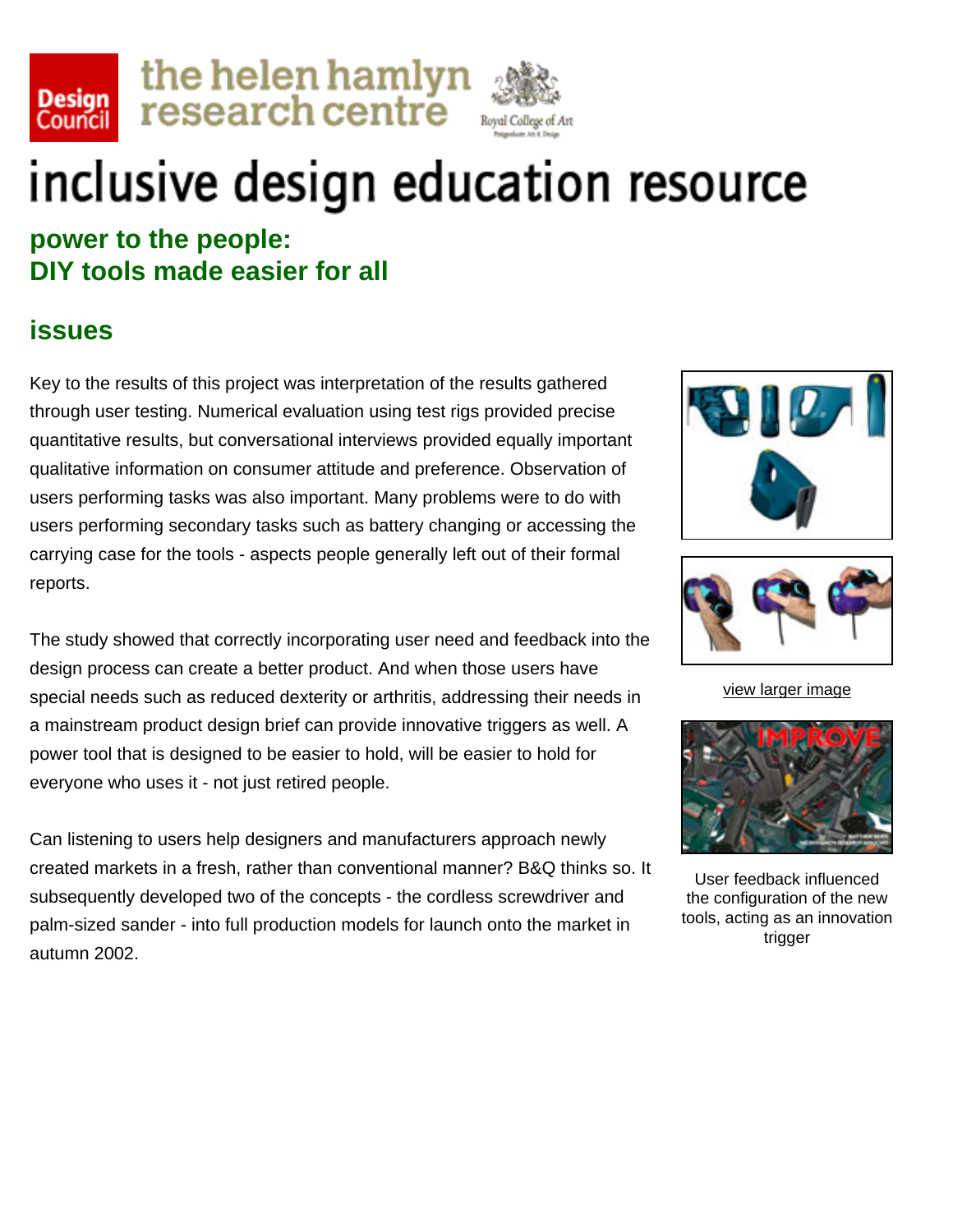# inclusive design education resource

## power to the people: DIY tools made easier for all

## issues

Key to the results of this project was interpretation of the results gathered through user testing. Numerical evaluation using test rigs provided precise quantitative results, but conversational interviews provided equally important qualitative information on consumer attitude and preference. Observation of users performing tasks was also important. Many problems were to do with users performing secondary tasks such as battery changing or accessing the carrying case for the tools - aspects people generally left out of their formal reports.

The study showed that correctly incorporating user need and feedback into the design process can create a better product. And when those users have special needs such as reduced dexterity or arthritis, addressing their needs in a mainstream product design brief can provide innovative triggers as well. A power tool that is designed to be easier to hold, will be easier to hold for everyone who uses it - not just retired people.

Can listening to users help designers and manufacturers approach newly created markets in a fresh, rather than conventional manner? B&Q thinks so. It subsequently developed two of the concepts - the cordless screwdriver and palm-sized sander - into full production models for launch onto the market in autumn 2002.

view larger image

User feedback influenced the configuration of the new tools, acting as an innovation trigger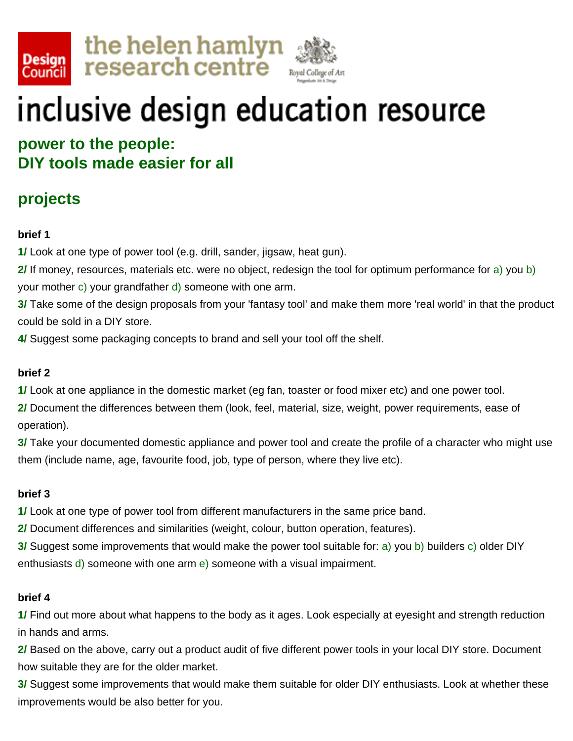the helen hamlyn research centre

# inclusive design education resource

## power to the people: DIY tools made easier for all

## projects

**brief 1**

**1/** Look at one type of power tool (e.g. drill, sander, jigsaw, heat gun).

**2/** If money, resources, materials etc. were no object, redesign the tool for optimum performance for a) you b) your mother c) your grandfather d) someone with one arm.

**3/** Take some of the design proposals from your 'fantasy tool' and make them more 'real world' in that the product could be sold in a DIY store.

**4/** Suggest some packaging concepts to brand and sell your tool off the shelf.

**brief 2**

**1/** Look at one appliance in the domestic market (eg fan, toaster or food mixer etc) and one power tool.

**2/** Document the differences between them (look, feel, material, size, weight, power requirements, ease of operation).

**3/** Take your documented domestic appliance and power tool and create the profile of a character who might use them (include name, age, favourite food, job, type of person, where they live etc).

**brief 3**

**1/** Look at one type of power tool from different manufacturers in the same price band.

**2/** Document differences and similarities (weight, colour, button operation, features).

**3/** Suggest some improvements that would make the power tool suitable for: a) you b) builders c) older DIY enthusiasts d) someone with one arm e) someone with a visual impairment.

**brief 4**

**1/** Find out more about what happens to the body as it ages. Look especially at eyesight and strength reduction in hands and arms.

**2/** Based on the above, carry out a product audit of five different power tools in your local DIY store. Document how suitable they are for the older market.

**3/** Suggest some improvements that would make them suitable for older DIY enthusiasts. Look at whether these improvements would be also better for you.